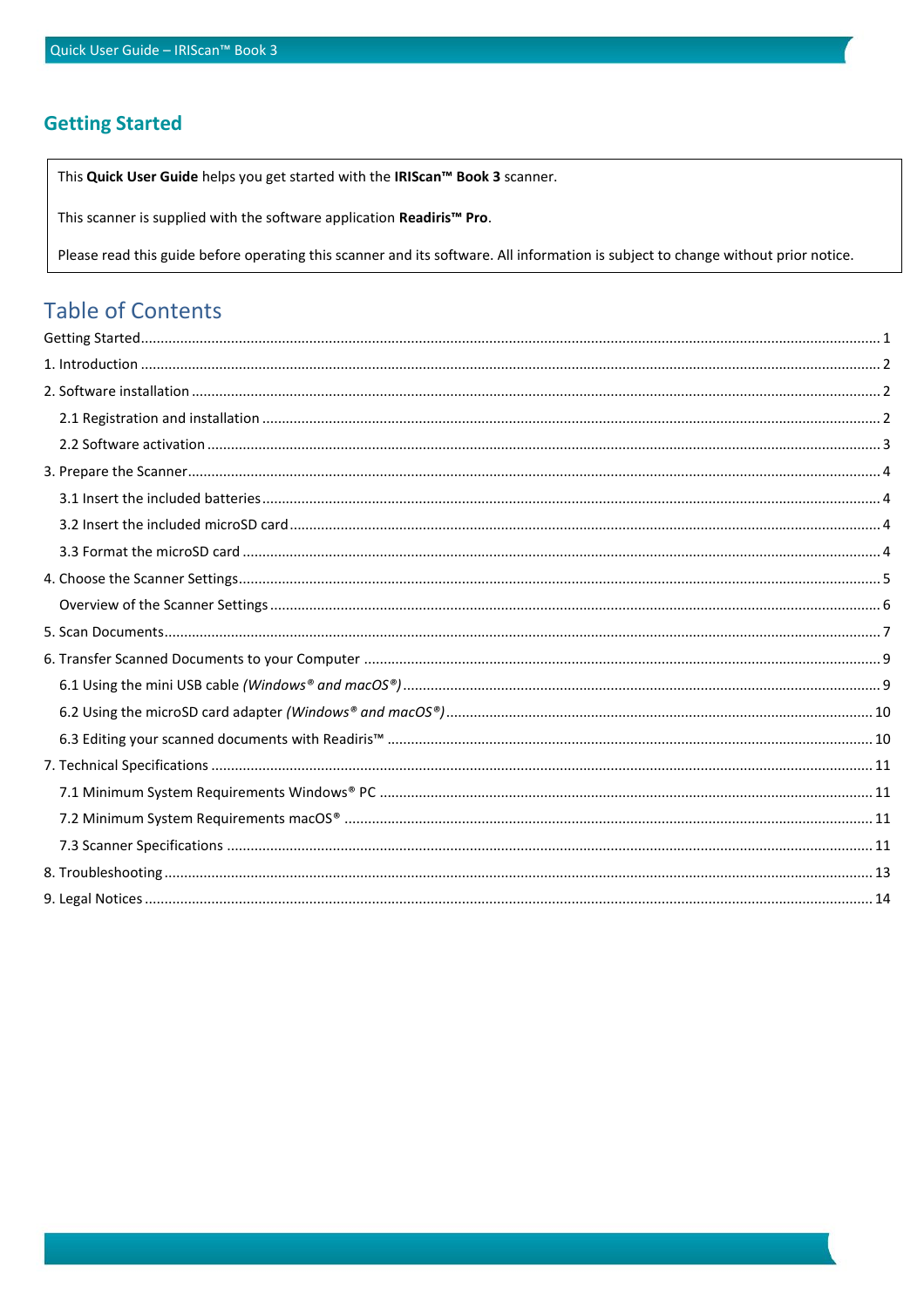## Getting Started

This **Quick User Guide** helps you get started with the **IRIScan™ Book 3** scanner.

This scanner is supplied with the software application **Readiris™ Pro**.

Please read this guide before operating this scanner and its software. All information is subject to change without prior notice.

## Table of Contents

Getting Started ..... 1

1. Introduction ..... 2

2. Software installation ..... 2
   - 2.1 Registration and installation ..... 2
   - 2.2 Software activation ..... 3

3. Prepare the Scanner ..... 4
   - 3.1 Insert the included batteries ..... 4
   - 3.2 Insert the included microSD card ..... 4
   - 3.3 Format the microSD card ..... 4

4. Choose the Scanner Settings ..... 5
   - Overview of the Scanner Settings ..... 6

5. Scan Documents ..... 7

6. Transfer Scanned Documents to your Computer ..... 9
   - 6.1 Using the mini USB cable *(Windows® and macOS®)* ..... 9
   - 6.2 Using the microSD card adapter *(Windows® and macOS®)* ..... 10
   - 6.3 Editing your scanned documents with Readiris™ ..... 10

7. Technical Specifications ..... 11
   - 7.1 Minimum System Requirements Windows® PC ..... 11
   - 7.2 Minimum System Requirements macOS® ..... 11
   - 7.3 Scanner Specifications ..... 11

8. Troubleshooting ..... 13

9. Legal Notices ..... 14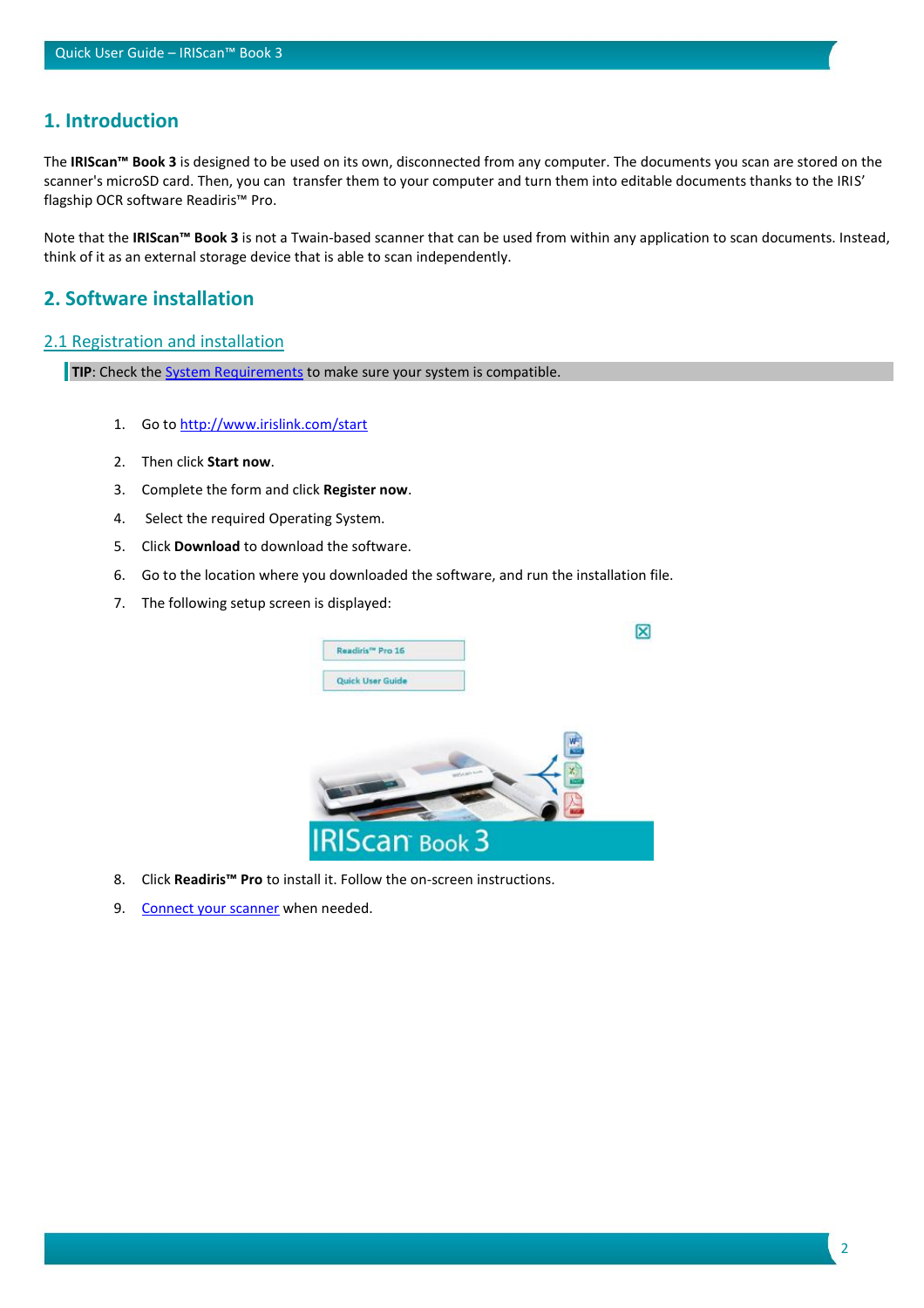# 1. Introduction

The **IRIScan™ Book 3** is designed to be used on its own, disconnected from any computer. The documents you scan are stored on the scanner's microSD card. Then, you can transfer them to your computer and turn them into editable documents thanks to the IRIS' flagship OCR software Readiris™ Pro.

Note that the **IRIScan™ Book 3** is not a Twain-based scanner that can be used from within any application to scan documents. Instead, think of it as an external storage device that is able to scan independently.

# 2. Software installation

## 2.1 Registration and installation

**TIP**: Check the System Requirements to make sure your system is compatible.

1. Go to http://www.irislink.com/start
2. Then click **Start now**.
3. Complete the form and click **Register now**.
4. Select the required Operating System.
5. Click **Download** to download the software.
6. Go to the location where you downloaded the software, and run the installation file.
7. The following setup screen is displayed:
8. Click **Readiris™ Pro** to install it. Follow the on-screen instructions.
9. Connect your scanner when needed.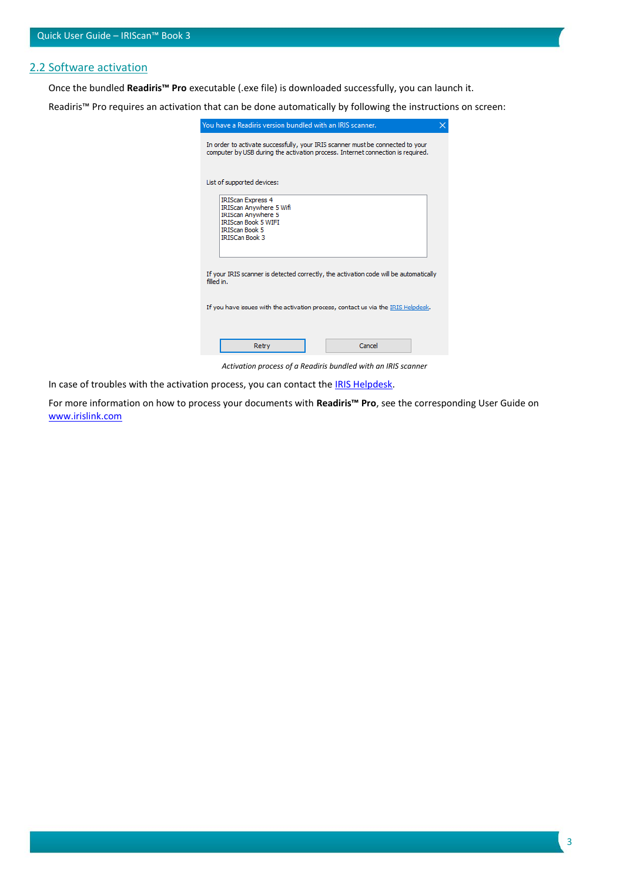## 2.2 Software activation

Once the bundled **Readiris™ Pro** executable (.exe file) is downloaded successfully, you can launch it.

Readiris™ Pro requires an activation that can be done automatically by following the instructions on screen:

You have a Readiris version bundled with an IRIS scanner.

In order to activate successfully, your IRIS scanner must be connected to your computer by USB during the activation process. Internet connection is required.

List of supported devices:

IRIScan Express 4
IRIScan Anywhere 5 Wifi
IRIScan Anywhere 5
IRIScan Book 5 WIFI
IRIScan Book 5
IRISCan Book 3

If your IRIS scanner is detected correctly, the activation code will be automatically filled in.

If you have issues with the activation process, contact us via the IRIS Helpdesk.

Retry | Cancel

*Activation process of a Readiris bundled with an IRIS scanner*

In case of troubles with the activation process, you can contact the IRIS Helpdesk.

For more information on how to process your documents with **Readiris™ Pro**, see the corresponding User Guide on www.irislink.com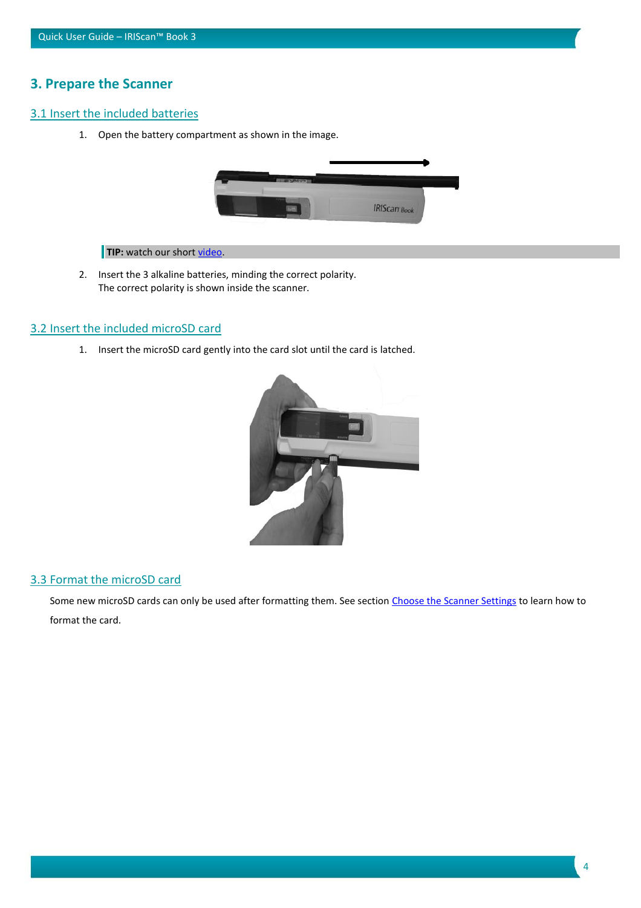## 3. Prepare the Scanner

### 3.1 Insert the included batteries

1. Open the battery compartment as shown in the image.

**TIP:** watch our short video.

2. Insert the 3 alkaline batteries, minding the correct polarity.
   The correct polarity is shown inside the scanner.

### 3.2 Insert the included microSD card

1. Insert the microSD card gently into the card slot until the card is latched.

### 3.3 Format the microSD card

Some new microSD cards can only be used after formatting them. See section Choose the Scanner Settings to learn how to format the card.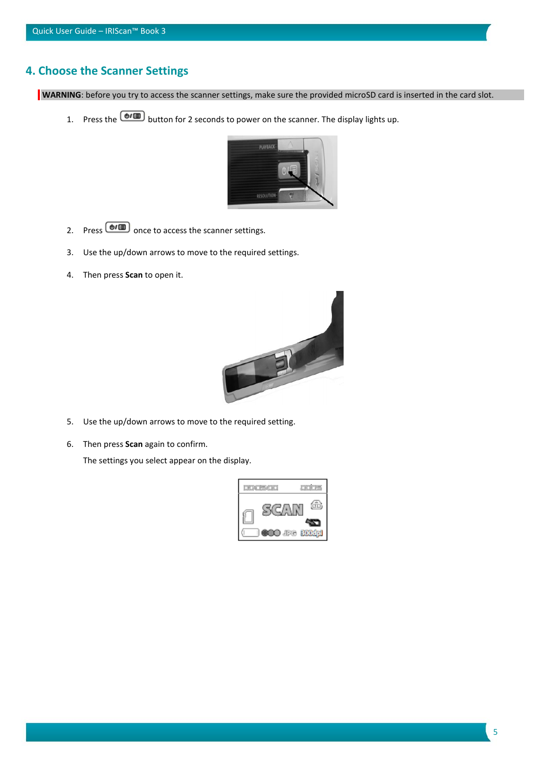## 4. Choose the Scanner Settings

**WARNING**: before you try to access the scanner settings, make sure the provided microSD card is inserted in the card slot.

1. Press the button for 2 seconds to power on the scanner. The display lights up.

2. Press once to access the scanner settings.

3. Use the up/down arrows to move to the required settings.

4. Then press **Scan** to open it.

5. Use the up/down arrows to move to the required setting.

6. Then press **Scan** again to confirm.

   The settings you select appear on the display.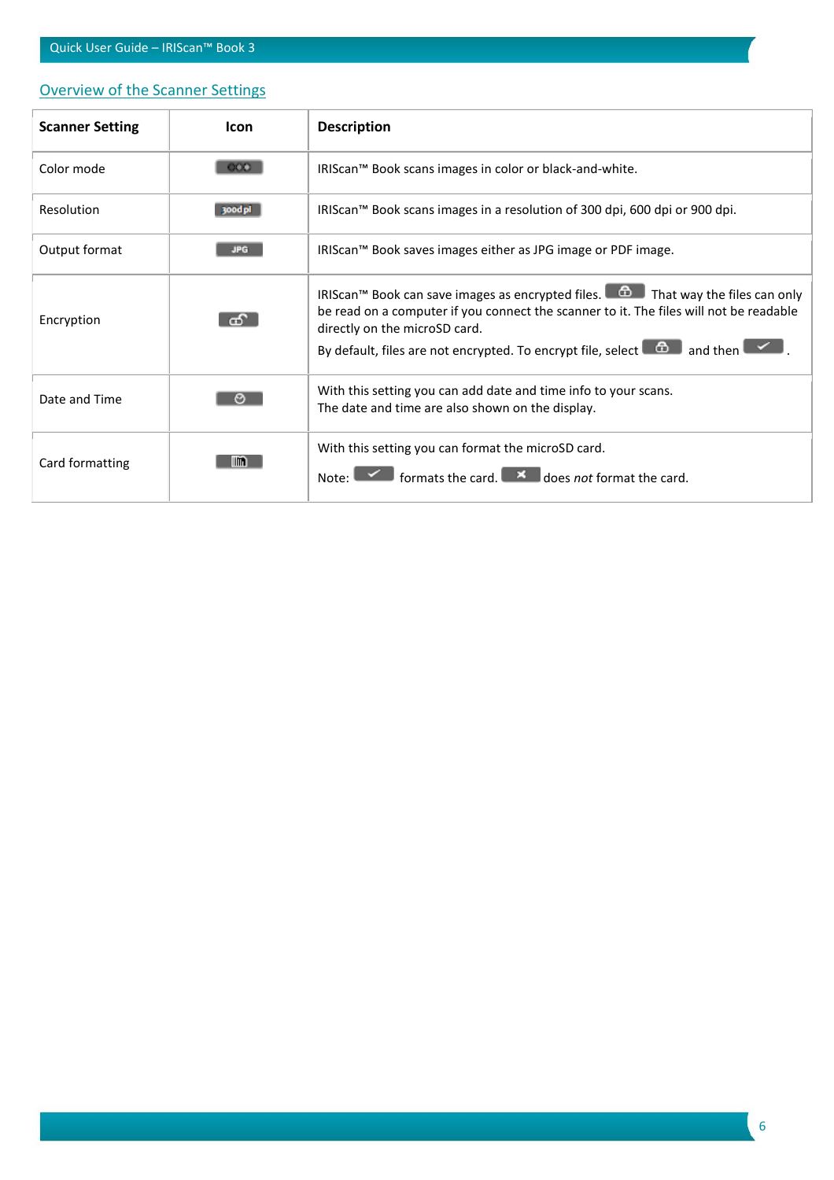## Overview of the Scanner Settings

| Scanner Setting | Icon | Description |
|---|---|---|
| Color mode | | IRIScan™ Book scans images in color or black-and-white. |
| Resolution | | IRIScan™ Book scans images in a resolution of 300 dpi, 600 dpi or 900 dpi. |
| Output format | | IRIScan™ Book saves images either as JPG image or PDF image. |
| Encryption | | IRIScan™ Book can save images as encrypted files. That way the files can only be read on a computer if you connect the scanner to it. The files will not be readable directly on the microSD card. By default, files are not encrypted. To encrypt file, select and then . |
| Date and Time | | With this setting you can add date and time info to your scans. The date and time are also shown on the display. |
| Card formatting | | With this setting you can format the microSD card. Note: formats the card. does *not* format the card. |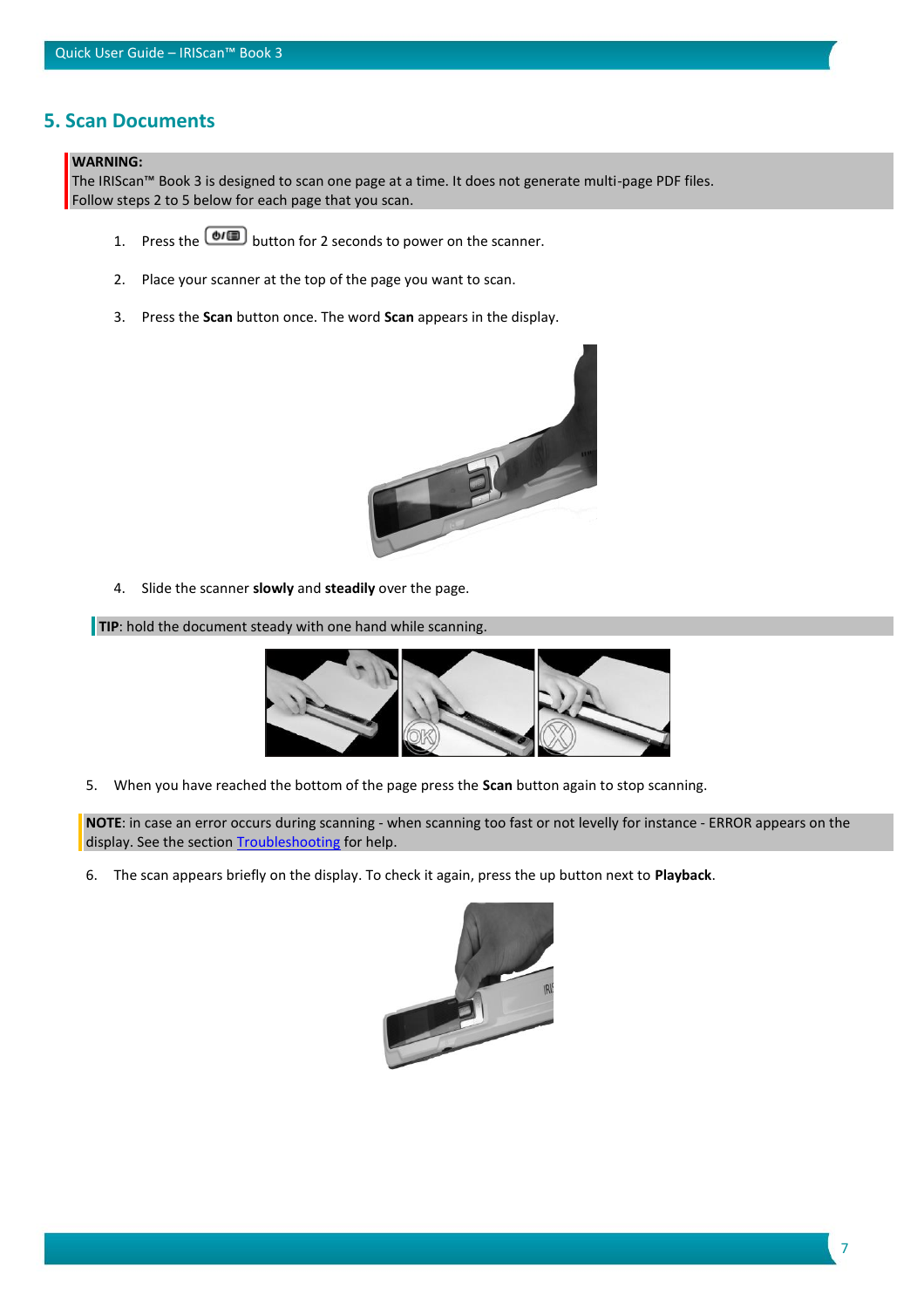## 5. Scan Documents

**WARNING:**
The IRIScan™ Book 3 is designed to scan one page at a time. It does not generate multi-page PDF files.
Follow steps 2 to 5 below for each page that you scan.

1. Press the ⏻/▤ button for 2 seconds to power on the scanner.

2. Place your scanner at the top of the page you want to scan.

3. Press the **Scan** button once. The word **Scan** appears in the display.

4. Slide the scanner **slowly** and **steadily** over the page.

**TIP**: hold the document steady with one hand while scanning.

5. When you have reached the bottom of the page press the **Scan** button again to stop scanning.

**NOTE**: in case an error occurs during scanning - when scanning too fast or not levelly for instance - ERROR appears on the display. See the section Troubleshooting for help.

6. The scan appears briefly on the display. To check it again, press the up button next to **Playback**.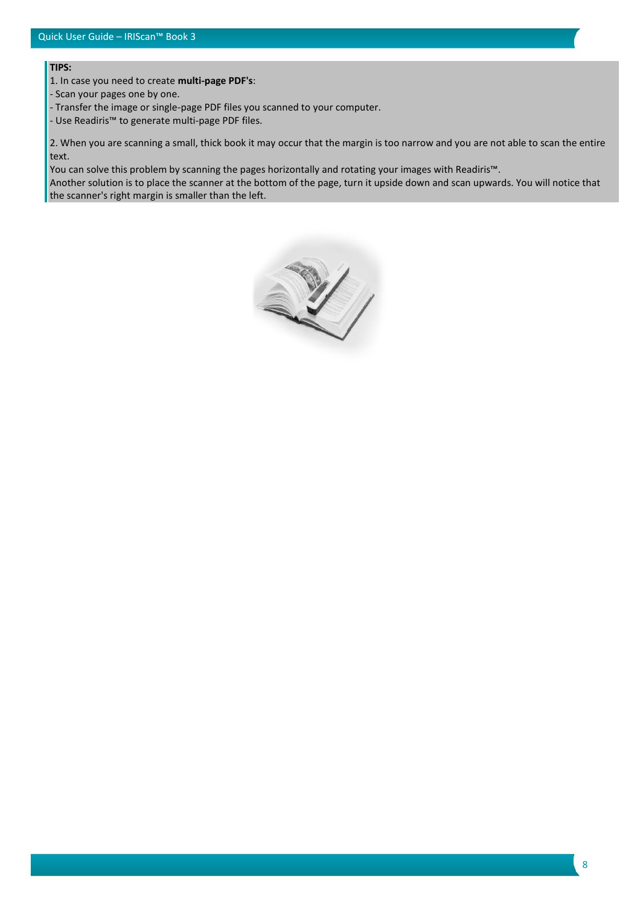**TIPS:**

1. In case you need to create **multi-page PDF's**:

- Scan your pages one by one.
- Transfer the image or single-page PDF files you scanned to your computer.
- Use Readiris™ to generate multi-page PDF files.

2. When you are scanning a small, thick book it may occur that the margin is too narrow and you are not able to scan the entire text.

You can solve this problem by scanning the pages horizontally and rotating your images with Readiris™.

Another solution is to place the scanner at the bottom of the page, turn it upside down and scan upwards. You will notice that the scanner's right margin is smaller than the left.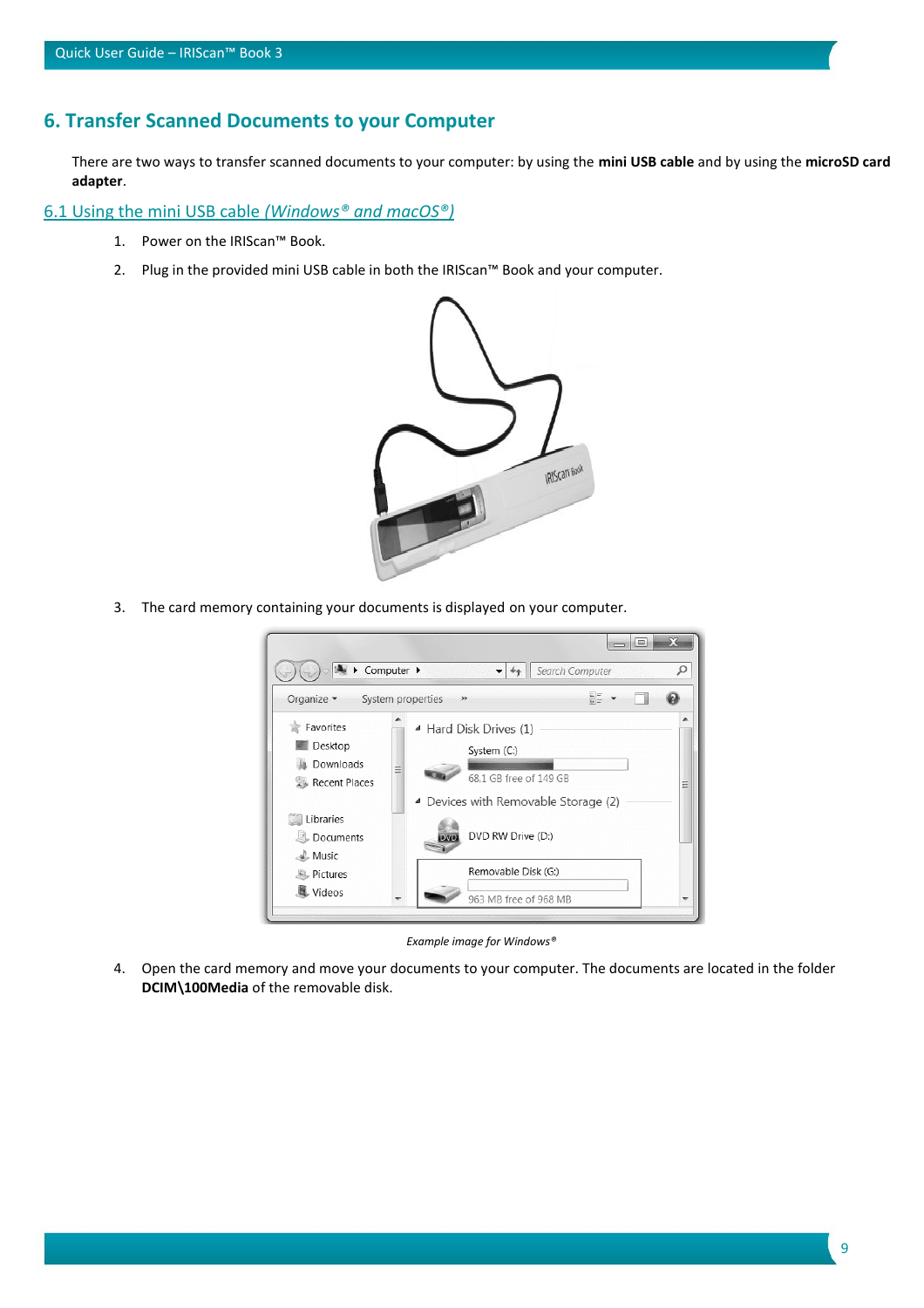# 6. Transfer Scanned Documents to your Computer

There are two ways to transfer scanned documents to your computer: by using the **mini USB cable** and by using the **microSD card adapter**.

## 6.1 Using the mini USB cable *(Windows® and macOS®)*

1. Power on the IRIScan™ Book.
2. Plug in the provided mini USB cable in both the IRIScan™ Book and your computer.
3. The card memory containing your documents is displayed on your computer.

*Example image for Windows®*

4. Open the card memory and move your documents to your computer. The documents are located in the folder **DCIM\100Media** of the removable disk.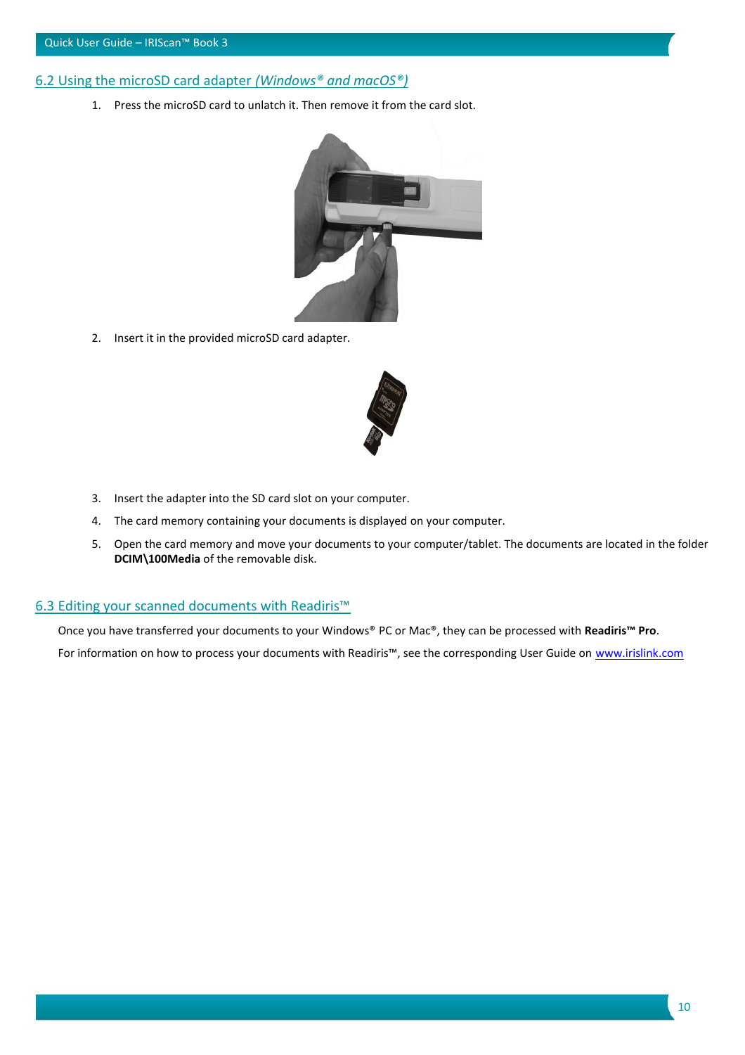## 6.2 Using the microSD card adapter *(Windows® and macOS®)*

1. Press the microSD card to unlatch it. Then remove it from the card slot.

2. Insert it in the provided microSD card adapter.

3. Insert the adapter into the SD card slot on your computer.

4. The card memory containing your documents is displayed on your computer.

5. Open the card memory and move your documents to your computer/tablet. The documents are located in the folder **DCIM\100Media** of the removable disk.

## 6.3 Editing your scanned documents with Readiris™

Once you have transferred your documents to your Windows® PC or Mac®, they can be processed with **Readiris™ Pro**.

For information on how to process your documents with Readiris™, see the corresponding User Guide on www.irislink.com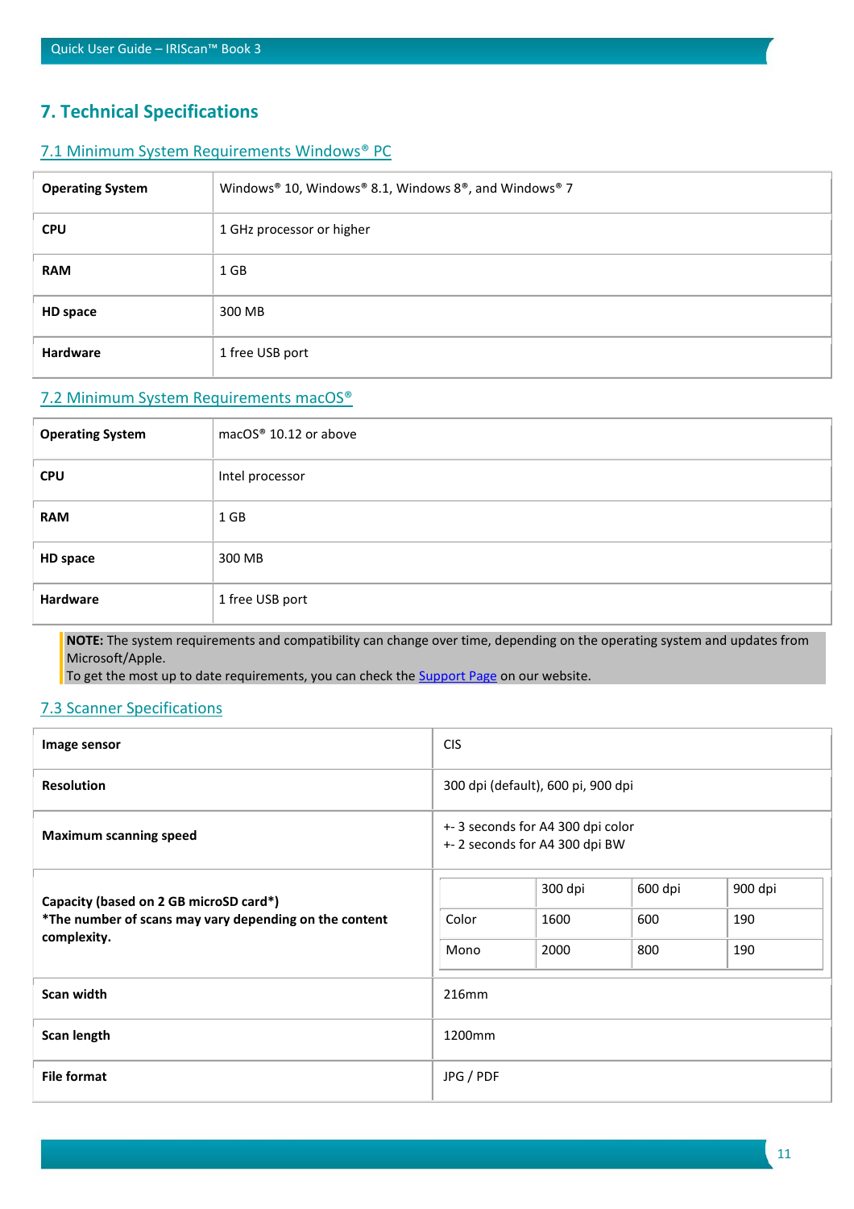## 7. Technical Specifications

### 7.1 Minimum System Requirements Windows® PC

| | |
|---|---|
| **Operating System** | Windows® 10, Windows® 8.1, Windows 8®, and Windows® 7 |
| **CPU** | 1 GHz processor or higher |
| **RAM** | 1 GB |
| **HD space** | 300 MB |
| **Hardware** | 1 free USB port |

### 7.2 Minimum System Requirements macOS®

| | |
|---|---|
| **Operating System** | macOS® 10.12 or above |
| **CPU** | Intel processor |
| **RAM** | 1 GB |
| **HD space** | 300 MB |
| **Hardware** | 1 free USB port |

> **NOTE:** The system requirements and compatibility can change over time, depending on the operating system and updates from Microsoft/Apple.
> To get the most up to date requirements, you can check the Support Page on our website.

### 7.3 Scanner Specifications

| | | | | |
|---|---|---|---|---|
| **Image sensor** | CIS | | | |
| **Resolution** | 300 dpi (default), 600 pi, 900 dpi | | | |
| **Maximum scanning speed** | +- 3 seconds for A4 300 dpi color<br>+- 2 seconds for A4 300 dpi BW | | | |
| **Capacity (based on 2 GB microSD card*)**<br>***The number of scans may vary depending on the content complexity.** | | 300 dpi | 600 dpi | 900 dpi |
| | Color | 1600 | 600 | 190 |
| | Mono | 2000 | 800 | 190 |
| **Scan width** | 216mm | | | |
| **Scan length** | 1200mm | | | |
| **File format** | JPG / PDF | | | |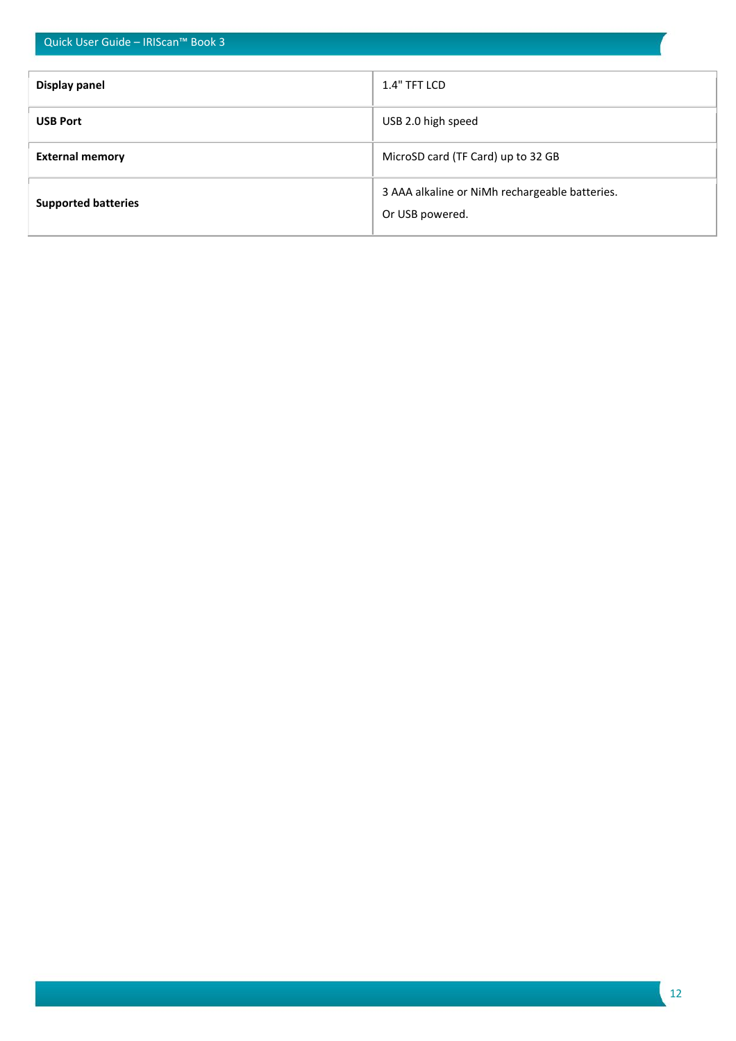| | |
|---|---|
| **Display panel** | 1.4" TFT LCD |
| **USB Port** | USB 2.0 high speed |
| **External memory** | MicroSD card (TF Card) up to 32 GB |
| **Supported batteries** | 3 AAA alkaline or NiMh rechargeable batteries.<br>Or USB powered. |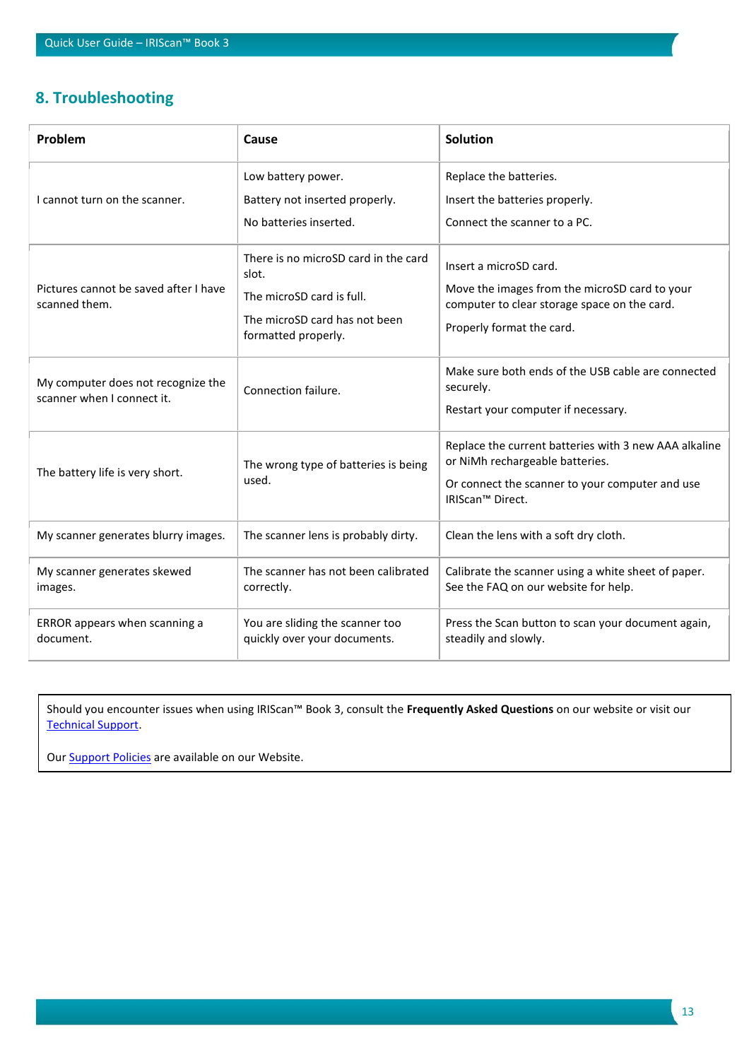## 8. Troubleshooting

| Problem | Cause | Solution |
|---|---|---|
| I cannot turn on the scanner. | Low battery power.<br>Battery not inserted properly.<br>No batteries inserted. | Replace the batteries.<br>Insert the batteries properly.<br>Connect the scanner to a PC. |
| Pictures cannot be saved after I have scanned them. | There is no microSD card in the card slot.<br>The microSD card is full.<br>The microSD card has not been formatted properly. | Insert a microSD card.<br>Move the images from the microSD card to your computer to clear storage space on the card.<br>Properly format the card. |
| My computer does not recognize the scanner when I connect it. | Connection failure. | Make sure both ends of the USB cable are connected securely.<br>Restart your computer if necessary. |
| The battery life is very short. | The wrong type of batteries is being used. | Replace the current batteries with 3 new AAA alkaline or NiMh rechargeable batteries.<br>Or connect the scanner to your computer and use IRIScan™ Direct. |
| My scanner generates blurry images. | The scanner lens is probably dirty. | Clean the lens with a soft dry cloth. |
| My scanner generates skewed images. | The scanner has not been calibrated correctly. | Calibrate the scanner using a white sheet of paper. See the FAQ on our website for help. |
| ERROR appears when scanning a document. | You are sliding the scanner too quickly over your documents. | Press the Scan button to scan your document again, steadily and slowly. |

Should you encounter issues when using IRIScan™ Book 3, consult the **Frequently Asked Questions** on our website or visit our Technical Support.

Our Support Policies are available on our Website.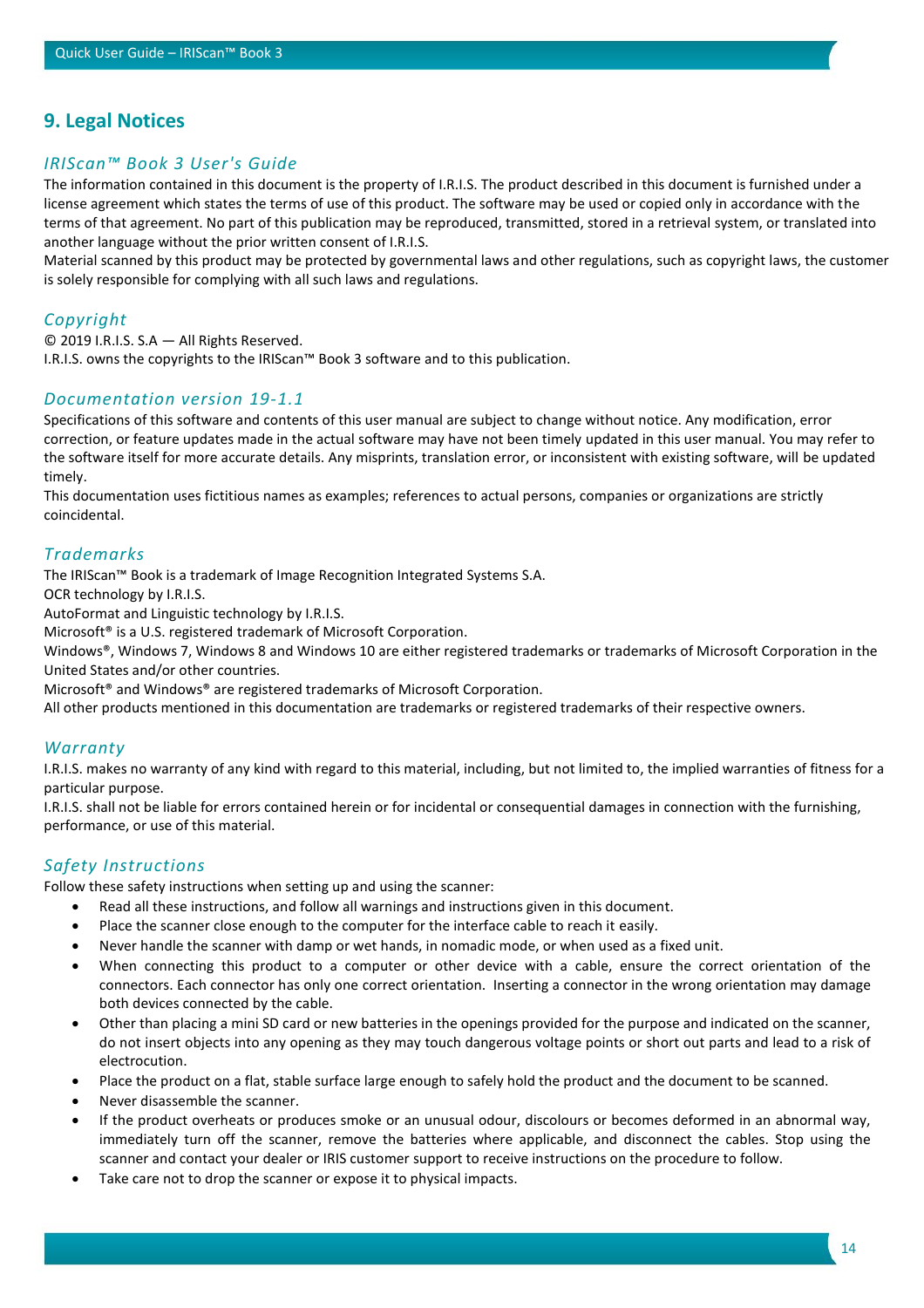## 9. Legal Notices

### *IRIScan™ Book 3 User's Guide*

The information contained in this document is the property of I.R.I.S. The product described in this document is furnished under a license agreement which states the terms of use of this product. The software may be used or copied only in accordance with the terms of that agreement. No part of this publication may be reproduced, transmitted, stored in a retrieval system, or translated into another language without the prior written consent of I.R.I.S.
Material scanned by this product may be protected by governmental laws and other regulations, such as copyright laws, the customer is solely responsible for complying with all such laws and regulations.

### *Copyright*

© 2019 I.R.I.S. S.A — All Rights Reserved.
I.R.I.S. owns the copyrights to the IRIScan™ Book 3 software and to this publication.

### *Documentation version 19-1.1*

Specifications of this software and contents of this user manual are subject to change without notice. Any modification, error correction, or feature updates made in the actual software may have not been timely updated in this user manual. You may refer to the software itself for more accurate details. Any misprints, translation error, or inconsistent with existing software, will be updated timely.
This documentation uses fictitious names as examples; references to actual persons, companies or organizations are strictly coincidental.

### *Trademarks*

The IRIScan™ Book is a trademark of Image Recognition Integrated Systems S.A.
OCR technology by I.R.I.S.
AutoFormat and Linguistic technology by I.R.I.S.
Microsoft® is a U.S. registered trademark of Microsoft Corporation.
Windows®, Windows 7, Windows 8 and Windows 10 are either registered trademarks or trademarks of Microsoft Corporation in the United States and/or other countries.
Microsoft® and Windows® are registered trademarks of Microsoft Corporation.
All other products mentioned in this documentation are trademarks or registered trademarks of their respective owners.

### *Warranty*

I.R.I.S. makes no warranty of any kind with regard to this material, including, but not limited to, the implied warranties of fitness for a particular purpose.
I.R.I.S. shall not be liable for errors contained herein or for incidental or consequential damages in connection with the furnishing, performance, or use of this material.

### *Safety Instructions*

Follow these safety instructions when setting up and using the scanner:

- Read all these instructions, and follow all warnings and instructions given in this document.
- Place the scanner close enough to the computer for the interface cable to reach it easily.
- Never handle the scanner with damp or wet hands, in nomadic mode, or when used as a fixed unit.
- When connecting this product to a computer or other device with a cable, ensure the correct orientation of the connectors. Each connector has only one correct orientation. Inserting a connector in the wrong orientation may damage both devices connected by the cable.
- Other than placing a mini SD card or new batteries in the openings provided for the purpose and indicated on the scanner, do not insert objects into any opening as they may touch dangerous voltage points or short out parts and lead to a risk of electrocution.
- Place the product on a flat, stable surface large enough to safely hold the product and the document to be scanned.
- Never disassemble the scanner.
- If the product overheats or produces smoke or an unusual odour, discolours or becomes deformed in an abnormal way, immediately turn off the scanner, remove the batteries where applicable, and disconnect the cables. Stop using the scanner and contact your dealer or IRIS customer support to receive instructions on the procedure to follow.
- Take care not to drop the scanner or expose it to physical impacts.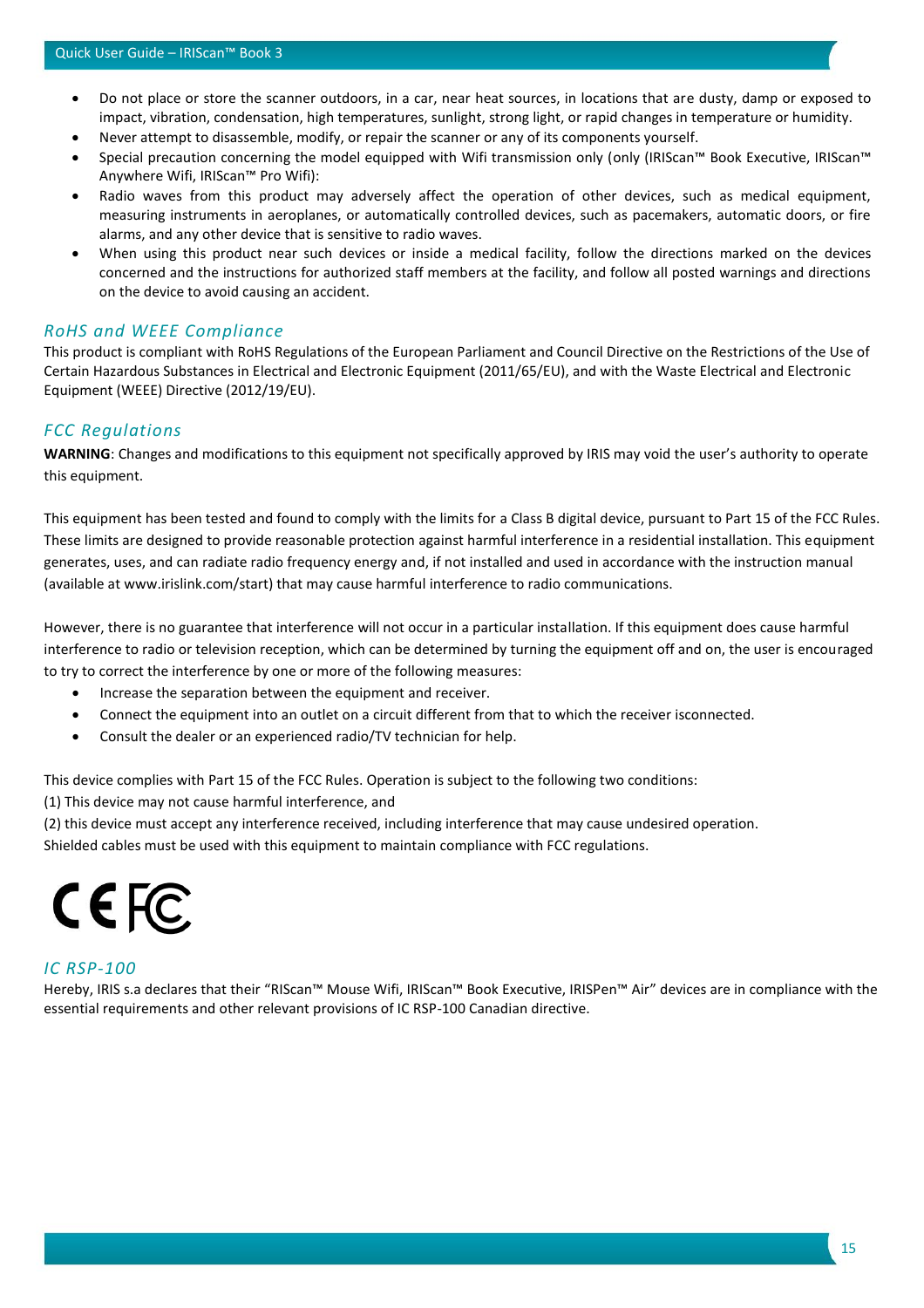- Do not place or store the scanner outdoors, in a car, near heat sources, in locations that are dusty, damp or exposed to impact, vibration, condensation, high temperatures, sunlight, strong light, or rapid changes in temperature or humidity.
- Never attempt to disassemble, modify, or repair the scanner or any of its components yourself.
- Special precaution concerning the model equipped with Wifi transmission only (only (IRIScan™ Book Executive, IRIScan™ Anywhere Wifi, IRIScan™ Pro Wifi):
- Radio waves from this product may adversely affect the operation of other devices, such as medical equipment, measuring instruments in aeroplanes, or automatically controlled devices, such as pacemakers, automatic doors, or fire alarms, and any other device that is sensitive to radio waves.
- When using this product near such devices or inside a medical facility, follow the directions marked on the devices concerned and the instructions for authorized staff members at the facility, and follow all posted warnings and directions on the device to avoid causing an accident.

## *RoHS and WEEE Compliance*

This product is compliant with RoHS Regulations of the European Parliament and Council Directive on the Restrictions of the Use of Certain Hazardous Substances in Electrical and Electronic Equipment (2011/65/EU), and with the Waste Electrical and Electronic Equipment (WEEE) Directive (2012/19/EU).

## *FCC Regulations*

**WARNING**: Changes and modifications to this equipment not specifically approved by IRIS may void the user's authority to operate this equipment.

This equipment has been tested and found to comply with the limits for a Class B digital device, pursuant to Part 15 of the FCC Rules. These limits are designed to provide reasonable protection against harmful interference in a residential installation. This equipment generates, uses, and can radiate radio frequency energy and, if not installed and used in accordance with the instruction manual (available at www.irislink.com/start) that may cause harmful interference to radio communications.

However, there is no guarantee that interference will not occur in a particular installation. If this equipment does cause harmful interference to radio or television reception, which can be determined by turning the equipment off and on, the user is encouraged to try to correct the interference by one or more of the following measures:

- Increase the separation between the equipment and receiver.
- Connect the equipment into an outlet on a circuit different from that to which the receiver isconnected.
- Consult the dealer or an experienced radio/TV technician for help.

This device complies with Part 15 of the FCC Rules. Operation is subject to the following two conditions:
(1) This device may not cause harmful interference, and
(2) this device must accept any interference received, including interference that may cause undesired operation.
Shielded cables must be used with this equipment to maintain compliance with FCC regulations.

CE FC

## *IC RSP-100*

Hereby, IRIS s.a declares that their "RIScan™ Mouse Wifi, IRIScan™ Book Executive, IRISPen™ Air" devices are in compliance with the essential requirements and other relevant provisions of IC RSP-100 Canadian directive.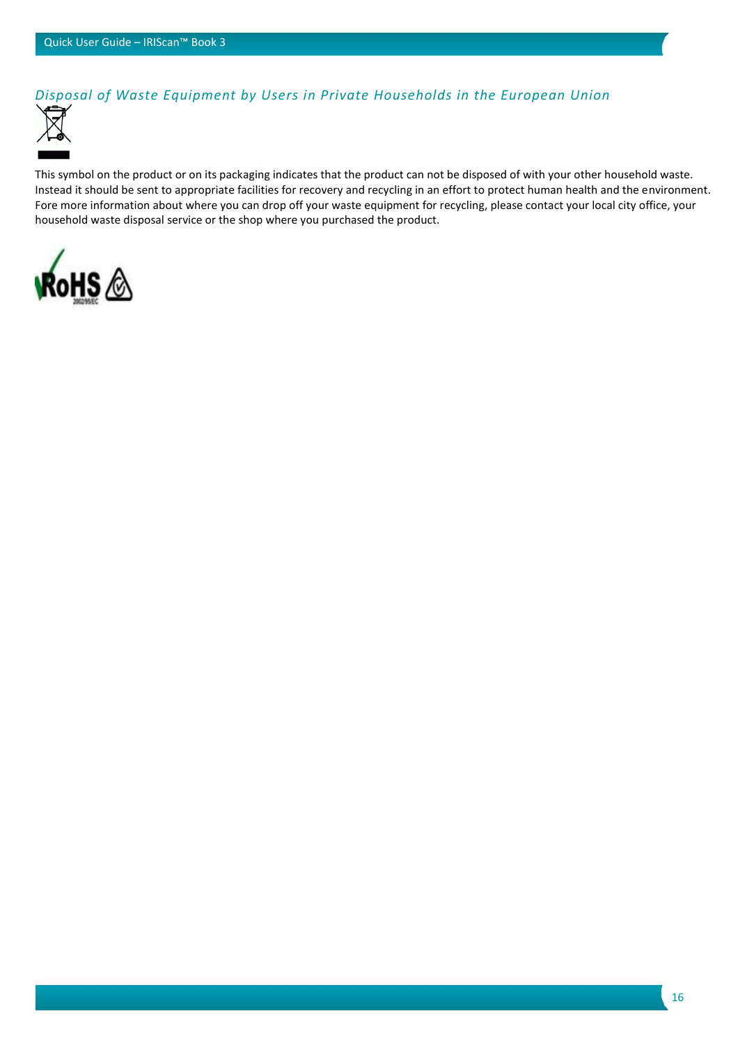## *Disposal of Waste Equipment by Users in Private Households in the European Union*

This symbol on the product or on its packaging indicates that the product can not be disposed of with your other household waste. Instead it should be sent to appropriate facilities for recovery and recycling in an effort to protect human health and the environment. Fore more information about where you can drop off your waste equipment for recycling, please contact your local city office, your household waste disposal service or the shop where you purchased the product.